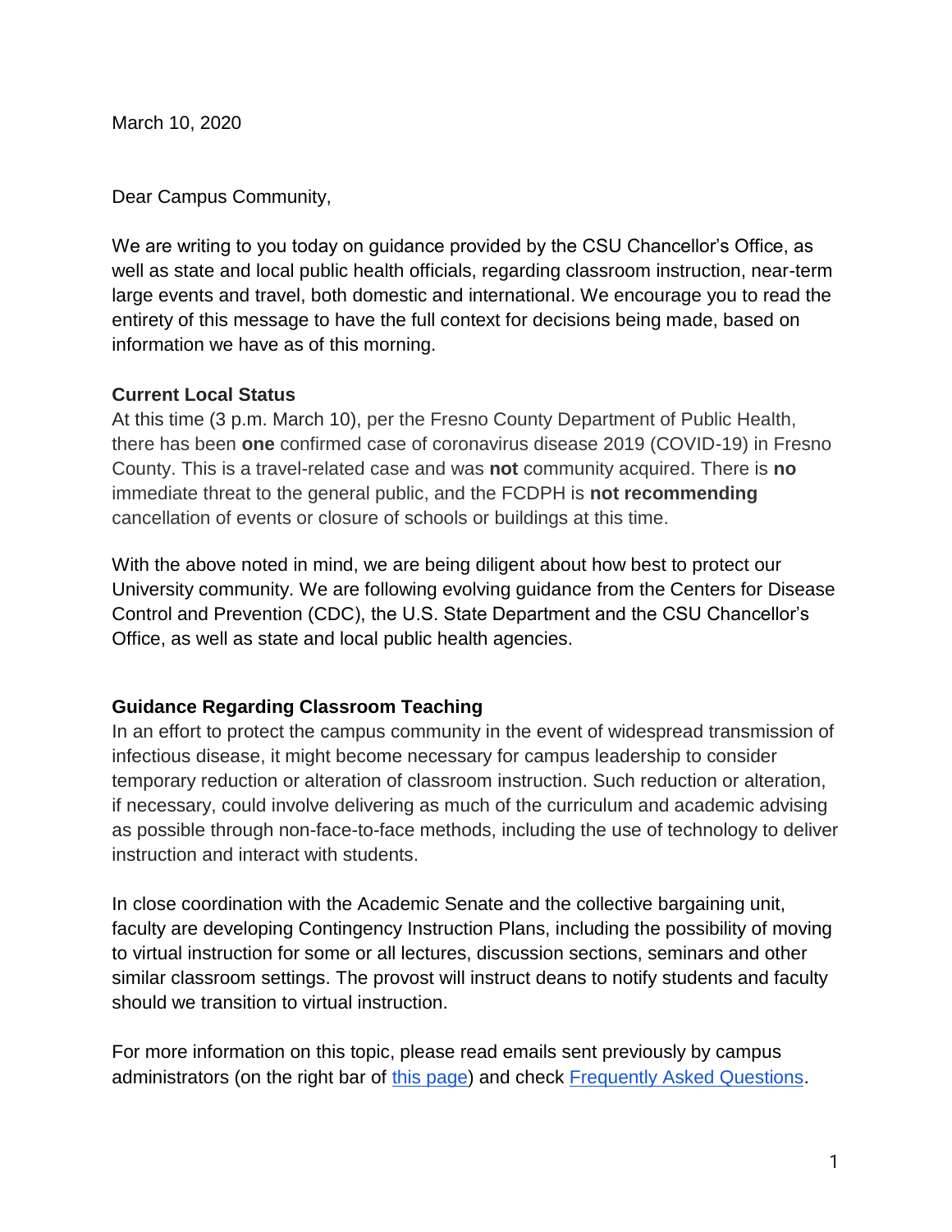March 10, 2020

Dear Campus Community,

We are writing to you today on guidance provided by the CSU Chancellor's Office, as well as state and local public health officials, regarding classroom instruction, near-term large events and travel, both domestic and international. We encourage you to read the entirety of this message to have the full context for decisions being made, based on information we have as of this morning.

**Current Local Status**

At this time (3 p.m. March 10), per the Fresno County Department of Public Health, there has been **one** confirmed case of coronavirus disease 2019 (COVID-19) in Fresno County. This is a travel-related case and was **not** community acquired. There is **no** immediate threat to the general public, and the FCDPH is **not recommending** cancellation of events or closure of schools or buildings at this time.

With the above noted in mind, we are being diligent about how best to protect our University community. We are following evolving guidance from the Centers for Disease Control and Prevention (CDC), the U.S. State Department and the CSU Chancellor's Office, as well as state and local public health agencies.

**Guidance Regarding Classroom Teaching**

In an effort to protect the campus community in the event of widespread transmission of infectious disease, it might become necessary for campus leadership to consider temporary reduction or alteration of classroom instruction. Such reduction or alteration, if necessary, could involve delivering as much of the curriculum and academic advising as possible through non-face-to-face methods, including the use of technology to deliver instruction and interact with students.

In close coordination with the Academic Senate and the collective bargaining unit, faculty are developing Contingency Instruction Plans, including the possibility of moving to virtual instruction for some or all lectures, discussion sections, seminars and other similar classroom settings. The provost will instruct deans to notify students and faculty should we transition to virtual instruction.

For more information on this topic, please read emails sent previously by campus administrators (on the right bar of this page) and check Frequently Asked Questions.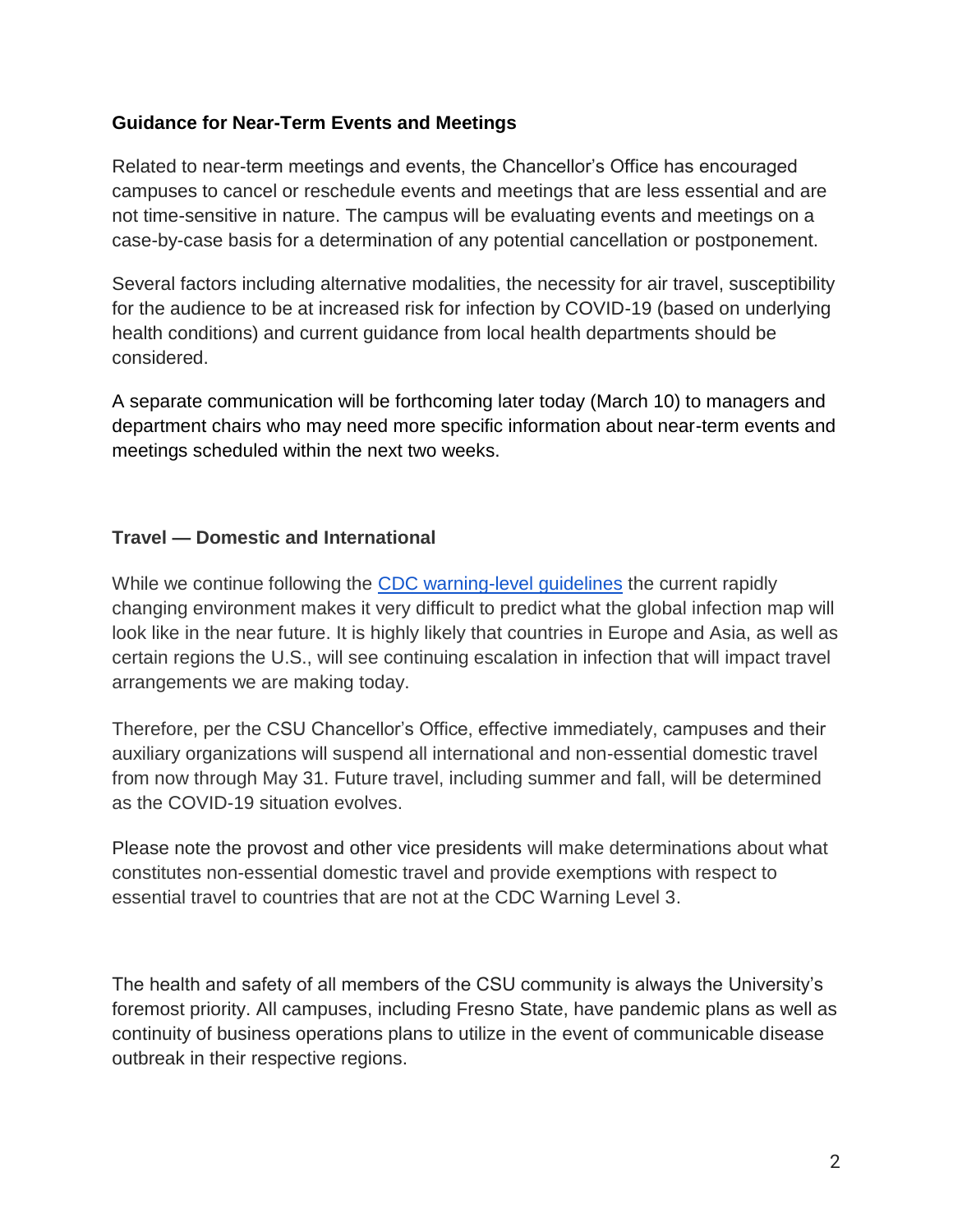**Guidance for Near-Term Events and Meetings**

Related to near-term meetings and events, the Chancellor's Office has encouraged campuses to cancel or reschedule events and meetings that are less essential and are not time-sensitive in nature. The campus will be evaluating events and meetings on a case-by-case basis for a determination of any potential cancellation or postponement.

Several factors including alternative modalities, the necessity for air travel, susceptibility for the audience to be at increased risk for infection by COVID-19 (based on underlying health conditions) and current guidance from local health departments should be considered.

A separate communication will be forthcoming later today (March 10) to managers and department chairs who may need more specific information about near-term events and meetings scheduled within the next two weeks.

**Travel — Domestic and International**

While we continue following the CDC warning-level guidelines the current rapidly changing environment makes it very difficult to predict what the global infection map will look like in the near future. It is highly likely that countries in Europe and Asia, as well as certain regions the U.S., will see continuing escalation in infection that will impact travel arrangements we are making today.

Therefore, per the CSU Chancellor's Office, effective immediately, campuses and their auxiliary organizations will suspend all international and non-essential domestic travel from now through May 31. Future travel, including summer and fall, will be determined as the COVID-19 situation evolves.

Please note the provost and other vice presidents will make determinations about what constitutes non-essential domestic travel and provide exemptions with respect to essential travel to countries that are not at the CDC Warning Level 3.

The health and safety of all members of the CSU community is always the University's foremost priority. All campuses, including Fresno State, have pandemic plans as well as continuity of business operations plans to utilize in the event of communicable disease outbreak in their respective regions.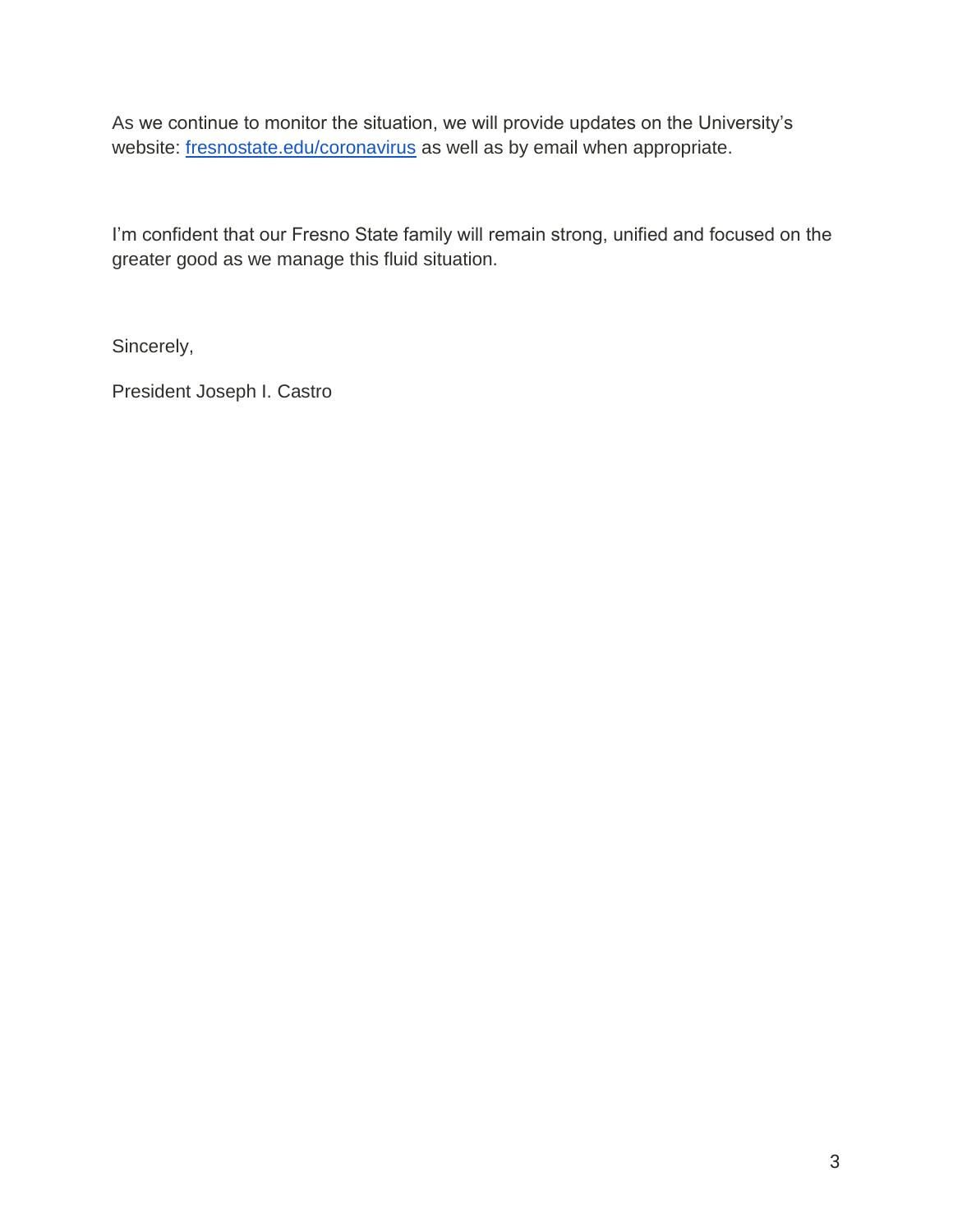As we continue to monitor the situation, we will provide updates on the University's website: [fresnostate.edu/coronavirus](fresnostate.edu/coronavirus) as well as by email when appropriate.

I'm confident that our Fresno State family will remain strong, unified and focused on the greater good as we manage this fluid situation.

Sincerely,

President Joseph I. Castro